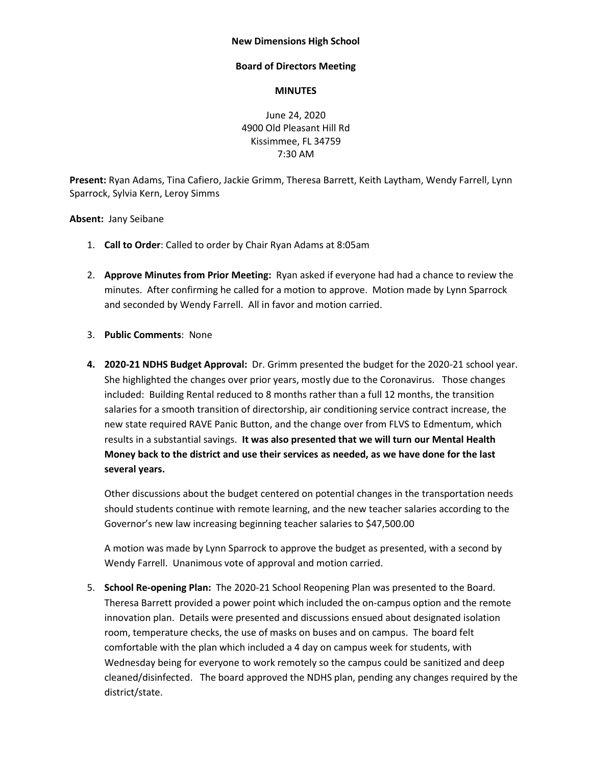**New Dimensions High School**

**Board of Directors Meeting**

**MINUTES**

June 24, 2020
4900 Old Pleasant Hill Rd
Kissimmee, FL 34759
7:30 AM

**Present:** Ryan Adams, Tina Cafiero, Jackie Grimm, Theresa Barrett, Keith Laytham, Wendy Farrell, Lynn Sparrock, Sylvia Kern, Leroy Simms

**Absent:** Jany Seibane

1. **Call to Order**: Called to order by Chair Ryan Adams at 8:05am

2. **Approve Minutes from Prior Meeting:** Ryan asked if everyone had had a chance to review the minutes. After confirming he called for a motion to approve. Motion made by Lynn Sparrock and seconded by Wendy Farrell. All in favor and motion carried.

3. **Public Comments**: None

4. **2020-21 NDHS Budget Approval:** Dr. Grimm presented the budget for the 2020-21 school year. She highlighted the changes over prior years, mostly due to the Coronavirus. Those changes included: Building Rental reduced to 8 months rather than a full 12 months, the transition salaries for a smooth transition of directorship, air conditioning service contract increase, the new state required RAVE Panic Button, and the change over from FLVS to Edmentum, which results in a substantial savings. **It was also presented that we will turn our Mental Health Money back to the district and use their services as needed, as we have done for the last several years.**

   Other discussions about the budget centered on potential changes in the transportation needs should students continue with remote learning, and the new teacher salaries according to the Governor's new law increasing beginning teacher salaries to $47,500.00

   A motion was made by Lynn Sparrock to approve the budget as presented, with a second by Wendy Farrell. Unanimous vote of approval and motion carried.

5. **School Re-opening Plan:** The 2020-21 School Reopening Plan was presented to the Board. Theresa Barrett provided a power point which included the on-campus option and the remote innovation plan. Details were presented and discussions ensued about designated isolation room, temperature checks, the use of masks on buses and on campus. The board felt comfortable with the plan which included a 4 day on campus week for students, with Wednesday being for everyone to work remotely so the campus could be sanitized and deep cleaned/disinfected. The board approved the NDHS plan, pending any changes required by the district/state.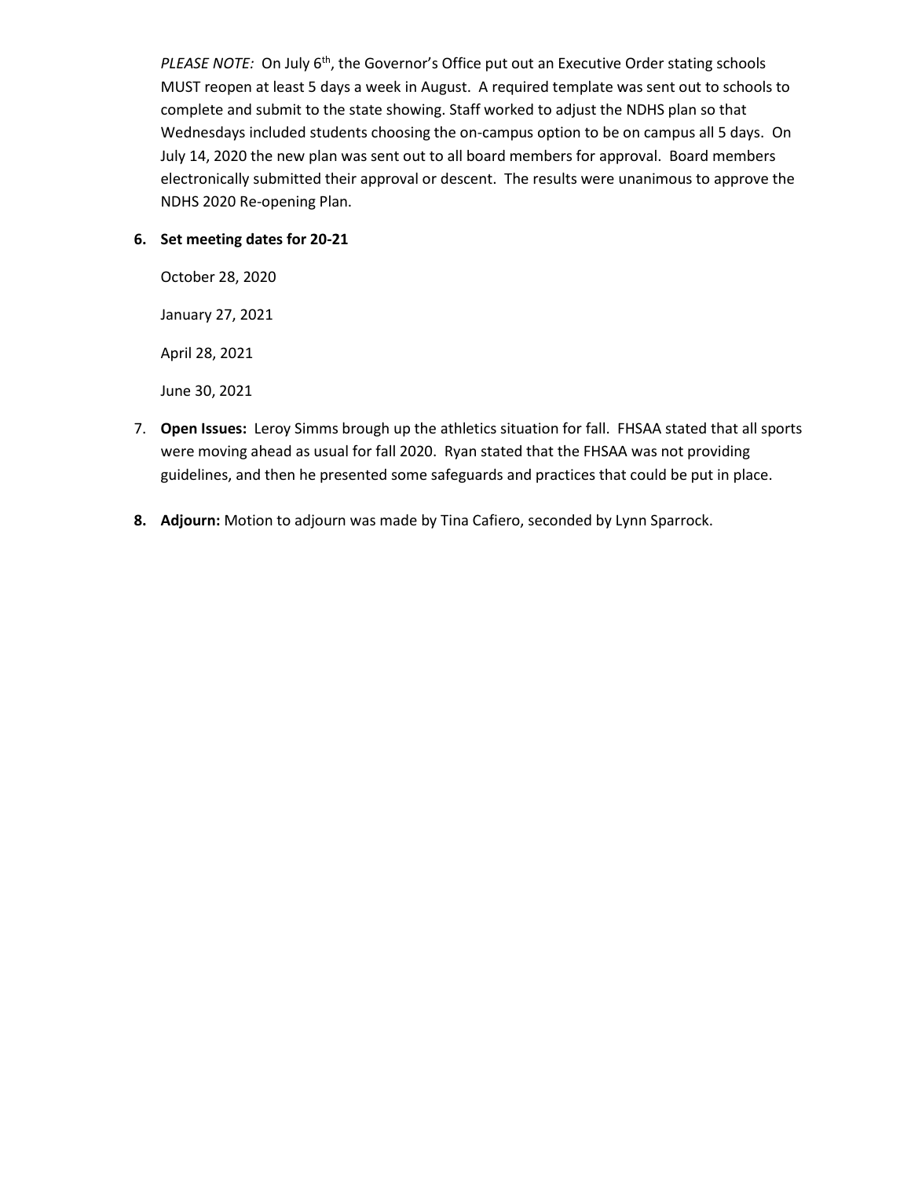*PLEASE NOTE:* On July 6th, the Governor's Office put out an Executive Order stating schools MUST reopen at least 5 days a week in August. A required template was sent out to schools to complete and submit to the state showing. Staff worked to adjust the NDHS plan so that Wednesdays included students choosing the on-campus option to be on campus all 5 days. On July 14, 2020 the new plan was sent out to all board members for approval. Board members electronically submitted their approval or descent. The results were unanimous to approve the NDHS 2020 Re-opening Plan.

6. **Set meeting dates for 20-21**

   October 28, 2020

   January 27, 2021

   April 28, 2021

   June 30, 2021

7. **Open Issues:** Leroy Simms brough up the athletics situation for fall. FHSAA stated that all sports were moving ahead as usual for fall 2020. Ryan stated that the FHSAA was not providing guidelines, and then he presented some safeguards and practices that could be put in place.

8. **Adjourn:** Motion to adjourn was made by Tina Cafiero, seconded by Lynn Sparrock.